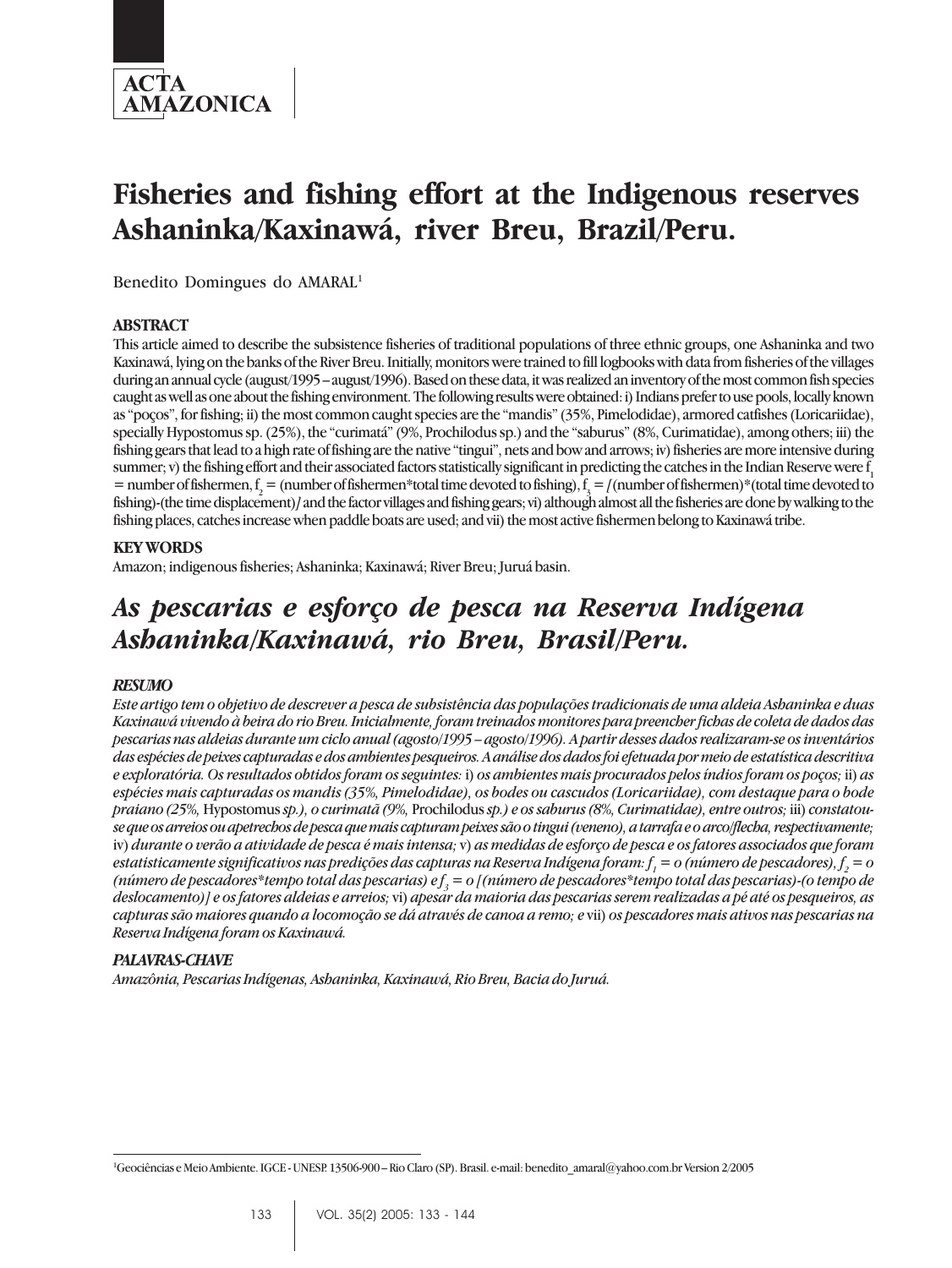# Fisheries and fishing effort at the Indigenous reserves Ashaninka/Kaxinawá, river Breu, Brazil/Peru.

Benedito Domingues do AMARAL[1]

## ABSTRACT

This article aimed to describe the subsistence fisheries of traditional populations of three ethnic groups, one Ashaninka and two Kaxinawá, lying on the banks of the River Breu. Initially, monitors were trained to fill logbooks with data from fisheries of the villages during an annual cycle (august/1995 – august/1996). Based on these data, it was realized an inventory of the most common fish species caught as well as one about the fishing environment. The following results were obtained: i) Indians prefer to use pools, locally known as "poços", for fishing; ii) the most common caught species are the "mandis" (35%, Pimelodidae), armored catfishes (Loricariidae), specially Hypostomus sp. (25%), the "curimatá" (9%, Prochilodus sp.) and the "saburus" (8%, Curimatidae), among others; iii) the fishing gears that lead to a high rate of fishing are the native "tingui", nets and bow and arrows; iv) fisheries are more intensive during summer; v) the fishing effort and their associated factors statistically significant in predicting the catches in the Indian Reserve were $f_1$ = number of fishermen, $f_2$ = (number of fishermen*total time devoted to fishing), $f_3$ = [(number of fishermen)*(total time devoted to fishing)-(the time displacement)] and the factor villages and fishing gears; vi) although almost all the fisheries are done by walking to the fishing places, catches increase when paddle boats are used; and vii) the most active fishermen belong to Kaxinawá tribe.

## KEY WORDS

Amazon; indigenous fisheries; Ashaninka; Kaxinawá; River Breu; Juruá basin.

# *As pescarias e esforço de pesca na Reserva Indígena Ashaninka/Kaxinawá, rio Breu, Brasil/Peru.*

## *RESUMO*

*Este artigo tem o objetivo de descrever a pesca de subsistência das populações tradicionais de uma aldeia Ashaninka e duas Kaxinawá vivendo à beira do rio Breu. Inicialmente, foram treinados monitores para preencher fichas de coleta de dados das pescarias nas aldeias durante um ciclo anual (agosto/1995 – agosto/1996). A partir desses dados realizaram-se os inventários das espécies de peixes capturadas e dos ambientes pesqueiros. A análise dos dados foi efetuada por meio de estatística descritiva e exploratória. Os resultados obtidos foram os seguintes:* i) *os ambientes mais procurados pelos índios foram os poços;* ii) *as espécies mais capturadas os mandis (35%, Pimelodidae), os bodes ou cascudos (Loricariidae), com destaque para o bode praiano (25%,* Hypostomus *sp.), o curimatã (9%,* Prochilodus *sp.) e os saburus (8%, Curimatidae), entre outros;* iii) *constatou-se que os arreios ou apetrechos de pesca que mais capturam peixes são o tingui (veneno), a tarrafa e o arco/flecha, respectivamente;* iv) *durante o verão a atividade de pesca é mais intensa;* v) *as medidas de esforço de pesca e os fatores associados que foram estatisticamente significativos nas predições das capturas na Reserva Indígena foram: $f_1$ = o (número de pescadores), $f_2$ = o (número de pescadores\*tempo total das pescarias) e $f_3$ = o [(número de pescadores\*tempo total das pescarias)-(o tempo de deslocamento)] e os fatores aldeias e arreios;* vi) *apesar da maioria das pescarias serem realizadas a pé até os pesqueiros, as capturas são maiores quando a locomoção se dá através de canoa a remo; e* vii) *os pescadores mais ativos nas pescarias na Reserva Indígena foram os Kaxinawá.*

## *PALAVRAS-CHAVE*

*Amazônia, Pescarias Indígenas, Ashaninka, Kaxinawá, Rio Breu, Bacia do Juruá.*

---

[1] Geociências e Meio Ambiente. IGCE - UNESP. 13506-900 – Rio Claro (SP). Brasil. e-mail: benedito_amaral@yahoo.com.br Version 2/2005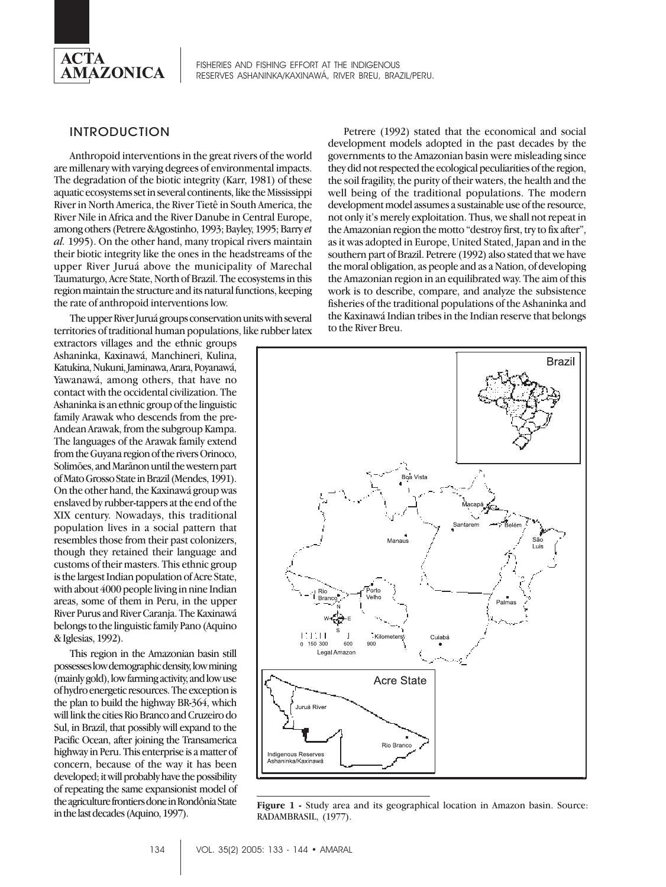## INTRODUCTION

Anthropoid interventions in the great rivers of the world are millenary with varying degrees of environmental impacts. The degradation of the biotic integrity (Karr, 1981) of these aquatic ecosystems set in several continents, like the Mississippi River in North America, the River Tietê in South America, the River Nile in Africa and the River Danube in Central Europe, among others (Petrere &Agostinho, 1993; Bayley, 1995; Barry *et al.* 1995). On the other hand, many tropical rivers maintain their biotic integrity like the ones in the headstreams of the upper River Juruá above the municipality of Marechal Taumaturgo, Acre State, North of Brazil. The ecosystems in this region maintain the structure and its natural functions, keeping the rate of anthropoid interventions low.

The upper River Juruá groups conservation units with several territories of traditional human populations, like rubber latex extractors villages and the ethnic groups Ashaninka, Kaxinawá, Manchineri, Kulina, Katukina, Nukuni, Jaminawa, Arara, Poyanawá, Yawanawá, among others, that have no contact with the occidental civilization. The Ashaninka is an ethnic group of the linguistic family Arawak who descends from the pre-Andean Arawak, from the subgroup Kampa. The languages of the Arawak family extend from the Guyana region of the rivers Orinoco, Solimões, and Marãnon until the western part of Mato Grosso State in Brazil (Mendes, 1991). On the other hand, the Kaxinawá group was enslaved by rubber-tappers at the end of the XIX century. Nowadays, this traditional population lives in a social pattern that resembles those from their past colonizers, though they retained their language and customs of their masters. This ethnic group is the largest Indian population of Acre State, with about 4000 people living in nine Indian areas, some of them in Peru, in the upper River Purus and River Caranja. The Kaxinawá belongs to the linguistic family Pano (Aquino & Iglesias, 1992).

This region in the Amazonian basin still possesses low demographic density, low mining (mainly gold), low farming activity, and low use of hydro energetic resources. The exception is the plan to build the highway BR-364, which will link the cities Rio Branco and Cruzeiro do Sul, in Brazil, that possibly will expand to the Pacific Ocean, after joining the Transamerica highway in Peru. This enterprise is a matter of concern, because of the way it has been developed; it will probably have the possibility of repeating the same expansionist model of the agriculture frontiers done in Rondônia State in the last decades (Aquino, 1997).

Petrere (1992) stated that the economical and social development models adopted in the past decades by the governments to the Amazonian basin were misleading since they did not respected the ecological peculiarities of the region, the soil fragility, the purity of their waters, the health and the well being of the traditional populations. The modern development model assumes a sustainable use of the resource, not only it's merely exploitation. Thus, we shall not repeat in the Amazonian region the motto "destroy first, try to fix after", as it was adopted in Europe, United Stated, Japan and in the southern part of Brazil. Petrere (1992) also stated that we have the moral obligation, as people and as a Nation, of developing the Amazonian region in an equilibrated way. The aim of this work is to describe, compare, and analyze the subsistence fisheries of the traditional populations of the Ashaninka and the Kaxinawá Indian tribes in the Indian reserve that belongs to the River Breu.

Brazil

Boa Vista
Macapá
Santarem
Belém
São Luis
Manaus
Rio Branco
Porto Velho
Palmas
Cuiabá
N
W E
S
0 150 300 600 900 Kilometers
Legal Amazon

Acre State
Juruá River
Rio Branco
Indigenous Reserves Ashaninka/Kaxinawá

**Figure 1 -** Study area and its geographical location in Amazon basin. Source: RADAMBRASIL, (1977).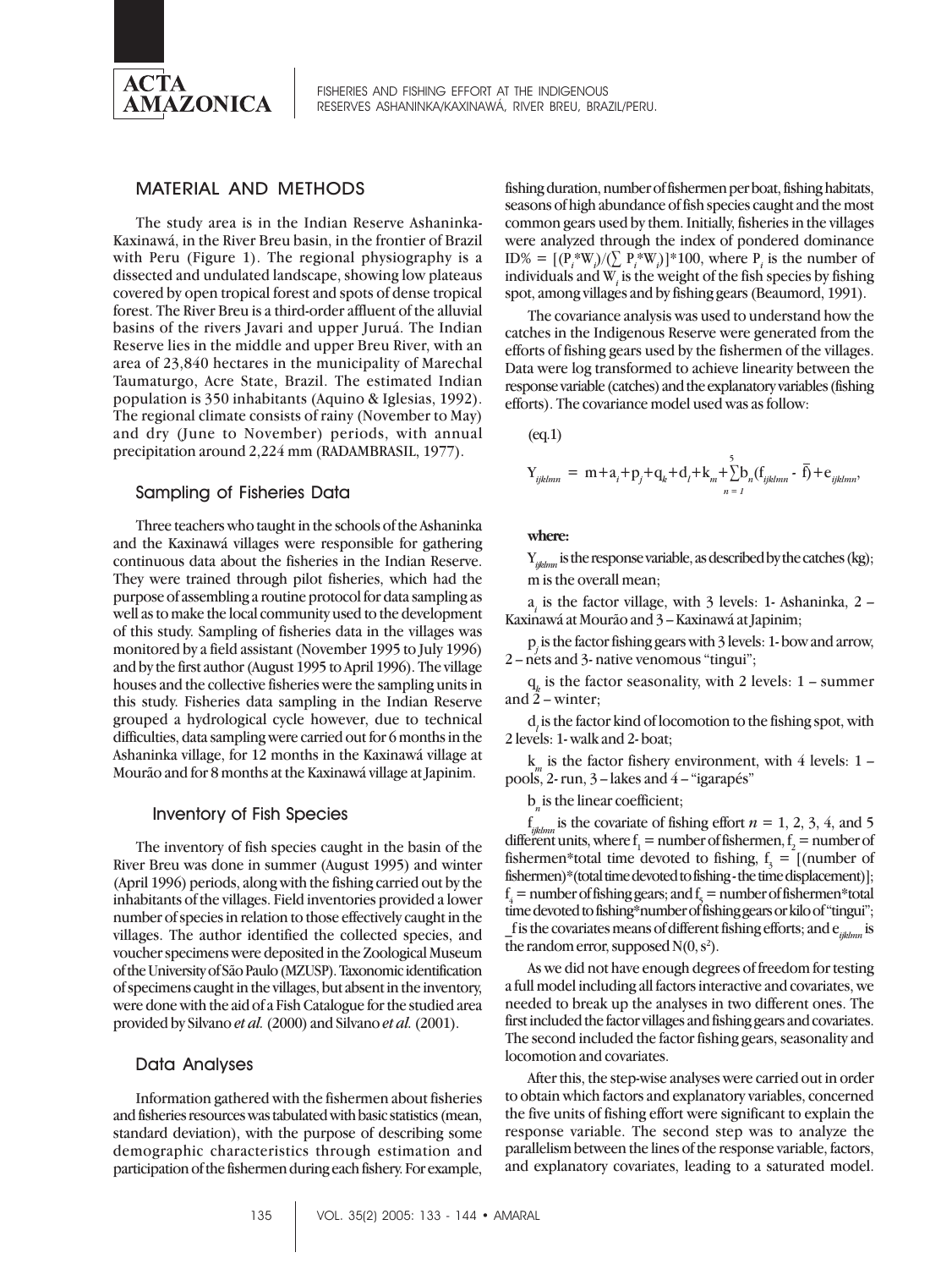## MATERIAL AND METHODS

The study area is in the Indian Reserve Ashaninka-Kaxinawá, in the River Breu basin, in the frontier of Brazil with Peru (Figure 1). The regional physiography is a dissected and undulated landscape, showing low plateaus covered by open tropical forest and spots of dense tropical forest. The River Breu is a third-order affluent of the alluvial basins of the rivers Javari and upper Juruá. The Indian Reserve lies in the middle and upper Breu River, with an area of 23,840 hectares in the municipality of Marechal Taumaturgo, Acre State, Brazil. The estimated Indian population is 350 inhabitants (Aquino & Iglesias, 1992). The regional climate consists of rainy (November to May) and dry (June to November) periods, with annual precipitation around 2,224 mm (RADAMBRASIL, 1977).

### Sampling of Fisheries Data

Three teachers who taught in the schools of the Ashaninka and the Kaxinawá villages were responsible for gathering continuous data about the fisheries in the Indian Reserve. They were trained through pilot fisheries, which had the purpose of assembling a routine protocol for data sampling as well as to make the local community used to the development of this study. Sampling of fisheries data in the villages was monitored by a field assistant (November 1995 to July 1996) and by the first author (August 1995 to April 1996). The village houses and the collective fisheries were the sampling units in this study. Fisheries data sampling in the Indian Reserve grouped a hydrological cycle however, due to technical difficulties, data sampling were carried out for 6 months in the Ashaninka village, for 12 months in the Kaxinawá village at Mourão and for 8 months at the Kaxinawá village at Japinim.

### Inventory of Fish Species

The inventory of fish species caught in the basin of the River Breu was done in summer (August 1995) and winter (April 1996) periods, along with the fishing carried out by the inhabitants of the villages. Field inventories provided a lower number of species in relation to those effectively caught in the villages. The author identified the collected species, and voucher specimens were deposited in the Zoological Museum of the University of São Paulo (MZUSP). Taxonomic identification of specimens caught in the villages, but absent in the inventory, were done with the aid of a Fish Catalogue for the studied area provided by Silvano *et al.* (2000) and Silvano *et al.* (2001).

### Data Analyses

Information gathered with the fishermen about fisheries and fisheries resources was tabulated with basic statistics (mean, standard deviation), with the purpose of describing some demographic characteristics through estimation and participation of the fishermen during each fishery. For example, fishing duration, number of fishermen per boat, fishing habitats, seasons of high abundance of fish species caught and the most common gears used by them. Initially, fisheries in the villages were analyzed through the index of pondered dominance $ID\% = [(P_i{*}W_i)/(\sum P_i{*}W_i)]{*}100$, where $P_i$ is the number of individuals and $W_i$ is the weight of the fish species by fishing spot, among villages and by fishing gears (Beaumord, 1991).

The covariance analysis was used to understand how the catches in the Indigenous Reserve were generated from the efforts of fishing gears used by the fishermen of the villages. Data were log transformed to achieve linearity between the response variable (catches) and the explanatory variables (fishing efforts). The covariance model used was as follow:

(eq.1)

$$Y_{ijklmn} = m + a_i + p_j + q_k + d_l + k_m + \sum_{n=1}^{5} b_n (f_{ijklmn} - \bar{f}) + e_{ijklmn},$$

**where:**

$Y_{ijklmn}$ is the response variable, as described by the catches (kg);

m is the overall mean;

$a_i$ is the factor village, with 3 levels: 1- Ashaninka, 2 – Kaxinawá at Mourão and 3 – Kaxinawá at Japinim;

$p_j$ is the factor fishing gears with 3 levels: 1- bow and arrow, 2 – nets and 3- native venomous "tingui";

$q_k$ is the factor seasonality, with 2 levels: 1 – summer and 2 – winter;

$d_l$ is the factor kind of locomotion to the fishing spot, with 2 levels: 1- walk and 2- boat;

$k_m$ is the factor fishery environment, with 4 levels: 1 – pools, 2- run, 3 – lakes and 4 – "igarapés"

$b_n$ is the linear coefficient;

$f_{ijklmn}$ is the covariate of fishing effort $n$ = 1, 2, 3, 4, and 5 different units, where $f_1$ = number of fishermen, $f_2$ = number of fishermen*total time devoted to fishing, $f_3$ = [(number of fishermen)*(total time devoted to fishing - the time displacement)]; $f_4$ = number of fishing gears; and $f_5$ = number of fishermen*total time devoted to fishing*number of fishing gears or kilo of "tingui"; $\bar{f}$ is the covariates means of different fishing efforts; and $e_{ijklmn}$ is the random error, supposed $N(0, s^2)$.

As we did not have enough degrees of freedom for testing a full model including all factors interactive and covariates, we needed to break up the analyses in two different ones. The first included the factor villages and fishing gears and covariates. The second included the factor fishing gears, seasonality and locomotion and covariates.

After this, the step-wise analyses were carried out in order to obtain which factors and explanatory variables, concerned the five units of fishing effort were significant to explain the response variable. The second step was to analyze the parallelism between the lines of the response variable, factors, and explanatory covariates, leading to a saturated model.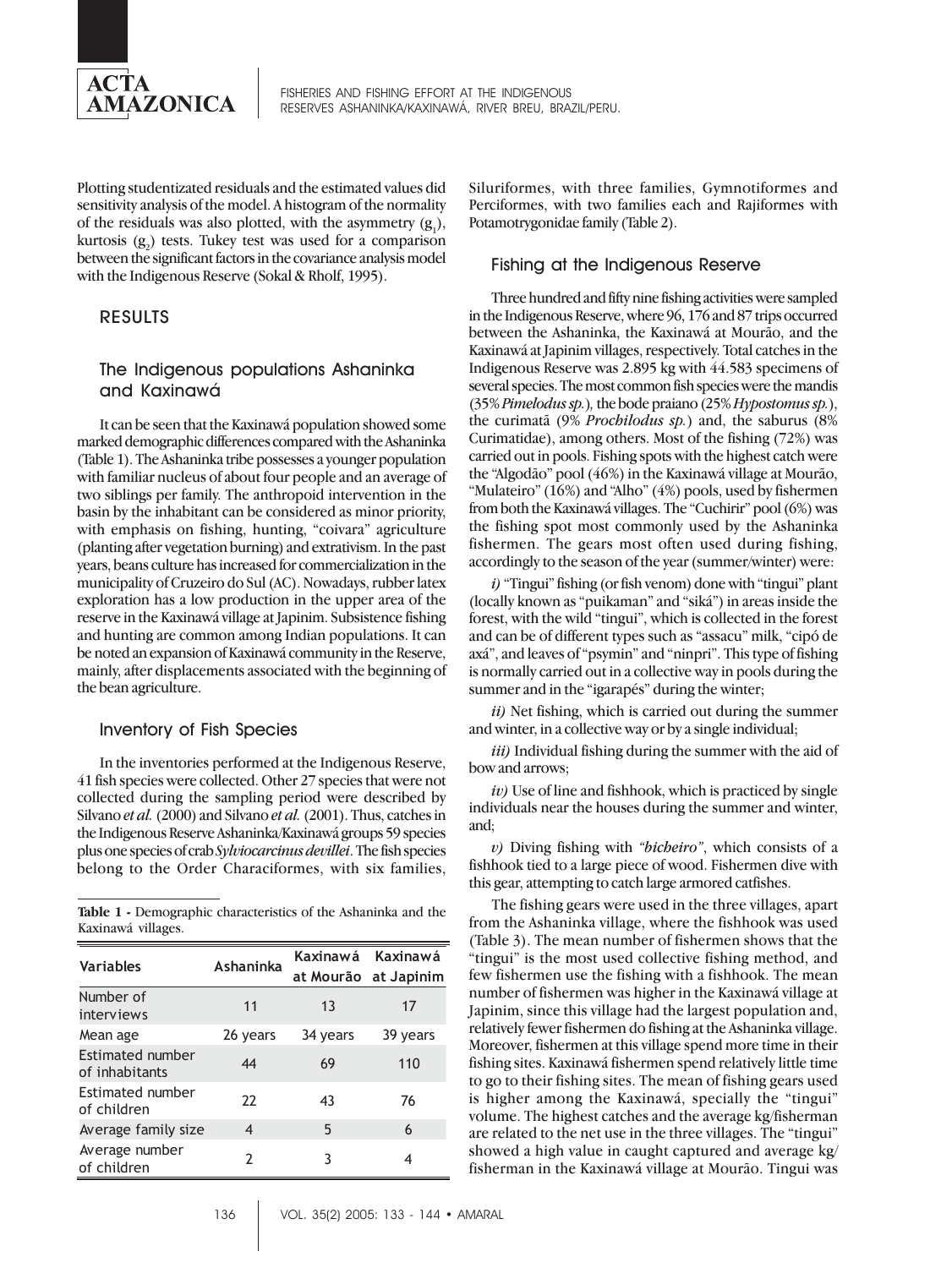Plotting studentizated residuals and the estimated values did sensitivity analysis of the model. A histogram of the normality of the residuals was also plotted, with the asymmetry ($g_1$), kurtosis ($g_2$) tests. Tukey test was used for a comparison between the significant factors in the covariance analysis model with the Indigenous Reserve (Sokal & Rholf, 1995).

## RESULTS

### The Indigenous populations Ashaninka and Kaxinawá

It can be seen that the Kaxinawá population showed some marked demographic differences compared with the Ashaninka (Table 1). The Ashaninka tribe possesses a younger population with familiar nucleus of about four people and an average of two siblings per family. The anthropoid intervention in the basin by the inhabitant can be considered as minor priority, with emphasis on fishing, hunting, "coivara" agriculture (planting after vegetation burning) and extrativism. In the past years, beans culture has increased for commercialization in the municipality of Cruzeiro do Sul (AC). Nowadays, rubber latex exploration has a low production in the upper area of the reserve in the Kaxinawá village at Japinim. Subsistence fishing and hunting are common among Indian populations. It can be noted an expansion of Kaxinawá community in the Reserve, mainly, after displacements associated with the beginning of the bean agriculture.

### Inventory of Fish Species

In the inventories performed at the Indigenous Reserve, 41 fish species were collected. Other 27 species that were not collected during the sampling period were described by Silvano *et al.* (2000) and Silvano *et al.* (2001). Thus, catches in the Indigenous Reserve Ashaninka/Kaxinawá groups 59 species plus one species of crab *Sylviocarcinus devillei*. The fish species belong to the Order Characiformes, with six families, Siluriformes, with three families, Gymnotiformes and Perciformes, with two families each and Rajiformes with Potamotrygonidae family (Table 2).

**Table 1 -** Demographic characteristics of the Ashaninka and the Kaxinawá villages.

| Variables | Ashaninka | Kaxinawá at Mourão | Kaxinawá at Japinim |
|---|---|---|---|
| Number of interviews | 11 | 13 | 17 |
| Mean age | 26 years | 34 years | 39 years |
| Estimated number of inhabitants | 44 | 69 | 110 |
| Estimated number of children | 22 | 43 | 76 |
| Average family size | 4 | 5 | 6 |
| Average number of children | 2 | 3 | 4 |

### Fishing at the Indigenous Reserve

Three hundred and fifty nine fishing activities were sampled in the Indigenous Reserve, where 96, 176 and 87 trips occurred between the Ashaninka, the Kaxinawá at Mourão, and the Kaxinawá at Japinim villages, respectively. Total catches in the Indigenous Reserve was 2.895 kg with 44.583 specimens of several species. The most common fish species were the mandis (35% *Pimelodus sp.*), the bode praiano (25% *Hypostomus sp.*), the curimatã (9% *Prochilodus sp.*) and, the saburus (8% Curimatidae), among others. Most of the fishing (72%) was carried out in pools. Fishing spots with the highest catch were the "Algodão" pool (46%) in the Kaxinawá village at Mourão, "Mulateiro" (16%) and "Alho" (4%) pools, used by fishermen from both the Kaxinawá villages. The "Cuchirir" pool (6%) was the fishing spot most commonly used by the Ashaninka fishermen. The gears most often used during fishing, accordingly to the season of the year (summer/winter) were:

*i)* "Tingui" fishing (or fish venom) done with "tingui" plant (locally known as "puikaman" and "siká") in areas inside the forest, with the wild "tingui", which is collected in the forest and can be of different types such as "assacu" milk, "cipó de axá", and leaves of "psymin" and "ninpri". This type of fishing is normally carried out in a collective way in pools during the summer and in the "igarapés" during the winter;

*ii)* Net fishing, which is carried out during the summer and winter, in a collective way or by a single individual;

*iii)* Individual fishing during the summer with the aid of bow and arrows;

*iv)* Use of line and fishhook, which is practiced by single individuals near the houses during the summer and winter, and;

*v)* Diving fishing with *"bicheiro"*, which consists of a fishhook tied to a large piece of wood. Fishermen dive with this gear, attempting to catch large armored catfishes.

The fishing gears were used in the three villages, apart from the Ashaninka village, where the fishhook was used (Table 3). The mean number of fishermen shows that the "tingui" is the most used collective fishing method, and few fishermen use the fishing with a fishhook. The mean number of fishermen was higher in the Kaxinawá village at Japinim, since this village had the largest population and, relatively fewer fishermen do fishing at the Ashaninka village. Moreover, fishermen at this village spend more time in their fishing sites. Kaxinawá fishermen spend relatively little time to go to their fishing sites. The mean of fishing gears used is higher among the Kaxinawá, specially the "tingui" volume. The highest catches and the average kg/fisherman are related to the net use in the three villages. The "tingui" showed a high value in caught captured and average kg/fisherman in the Kaxinawá village at Mourão. Tingui was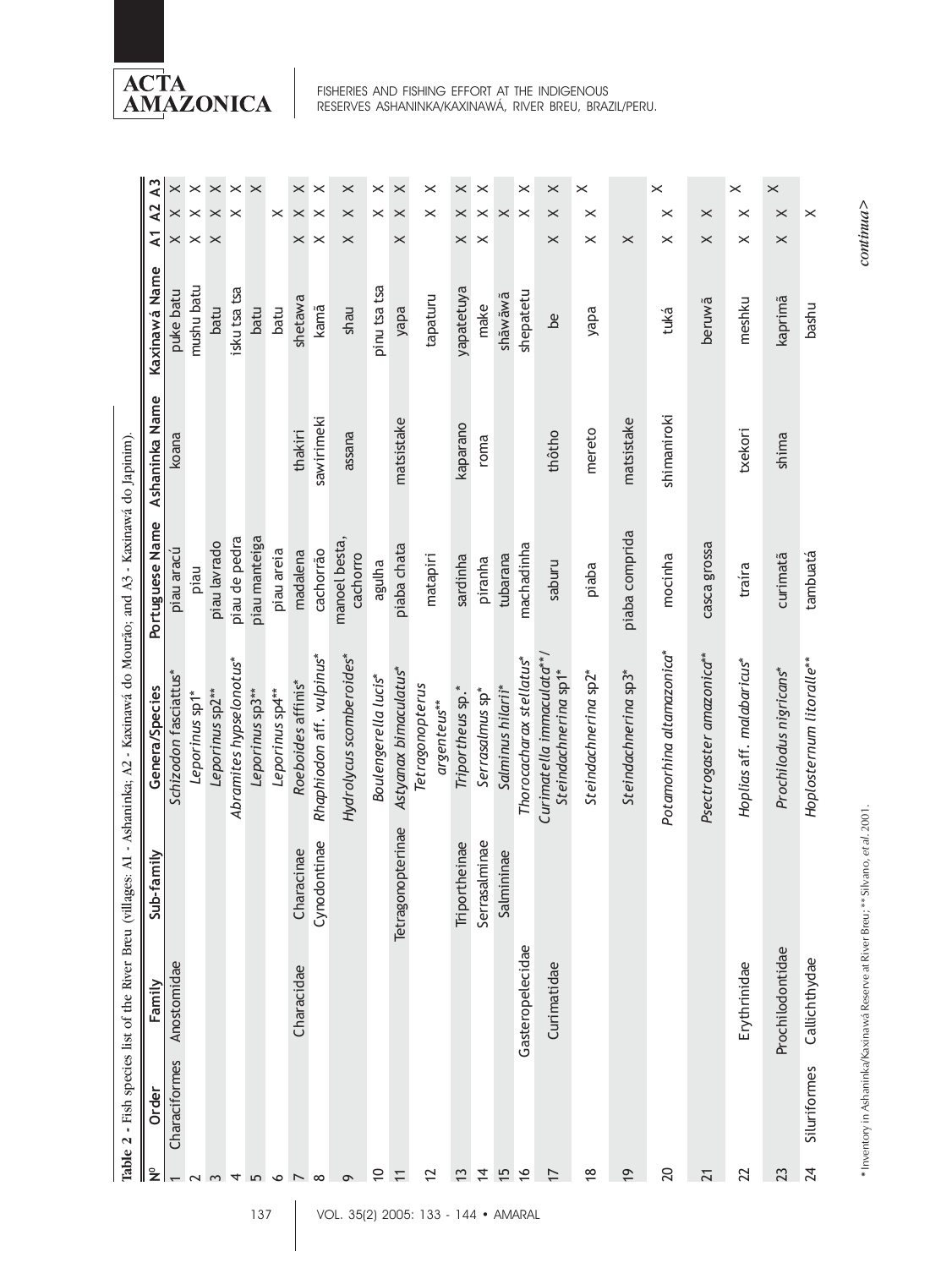**Table 2** - Fish species list of the River Breu (villages: A1 - Ashaninka; A2 - Kaxinawá do Mourão; and A3 - Kaxinawá do Japinim).

| Nº | Order | Family | Sub-family | Genera/Species | Portuguese Name | Ashaninka Name | Kaxinawá Name | A1 | A2 | A3 |
|---|---|---|---|---|---|---|---|---|---|---|
| 1 | Characiformes | Anostomidae | | *Schizodon fasciattus** | piau aracú | koana | puke batu | X | X | X |
| 2 | | | | *Leporinus* sp1* | piau | | mushu batu | X | X | X |
| 3 | | | | *Leporinus* sp2** | piau lavrado | | batu | X | X | X |
| 4 | | | | *Abramites hypselonotus** | piau de pedra | | isku tsa tsa | | X | X |
| 5 | | | | *Leporinus* sp3** | piau manteiga | | batu | | | X |
| 6 | | | | *Leporinus* sp4** | piau areia | | batu | | X | |
| 7 | | Characidae | Characinae | *Roeboides affinis** | madalena | thakiri | shetawa | X | X | X |
| 8 | | | Cynodontinae | *Rhaphiodon* aff. *vulpinus** | cachorrão | sawirimeki | kamã | X | X | X |
| 9 | | | | *Hydrolycus scomberoides** | manoel besta, cachorro | assana | shau | X | X | X |
| 10 | | | | *Boulengerella lucis** | agulha | | pinu tsa tsa | | X | X |
| 11 | | | Tetragonopterinae | *Astyanax bimaculatus** | piaba chata | matsistake | yapa | X | X | X |
| 12 | | | | *Tetragonopterus argenteus*** | matapiri | | tapaturu | | X | X |
| 13 | | | Triportheinae | *Triportheus* sp.* | sardinha | kaparano | yapatetuya | X | X | X |
| 14 | | | Serrasalminae | *Serrasalmus* sp* | piranha | roma | make | X | X | X |
| 15 | | | Salmininae | *Salminus hilarii** | tubarana | | shãwãwã | | X | |
| 16 | | Gasteropelecidae | | *Thorocacharax stellatus** | machadinha | | shepatetu | | X | X |
| 17 | | Curimatidae | | *Curimatella immaculata***/ *Steindachnerina* sp1* | saburu | thôtho | be | X | X | X |
| 18 | | | | *Steindachnerina* sp2* | piaba | mereto | yapa | X | X | X |
| 19 | | | | *Steindachnerina* sp3* | piaba comprida | matsistake | | X | | |
| 20 | | | | *Potamorhina altamazonica** | mocinha | shimaniroki | tuká | X | X | X |
| 21 | | | | *Psectrogaster amazonica*** | casca grossa | | beruwã | X | X | |
| 22 | | Erythrinidae | | *Hoplias* aff. *malabaricus** | traíra | txekori | meshku | X | X | X |
| 23 | | Prochilodontidae | | *Prochilodus nigricans** | curimatã | shima | kaprimã | X | X | X |
| 24 | Siluriformes | Callichthydae | | *Hoplosternum litoralle*** | tambuatá | | bashu | X | | |

* Inventory in Ashaninka/Kaxinawá Reserve at River Breu; ** Silvano, *et al*. 2001.

*continua>*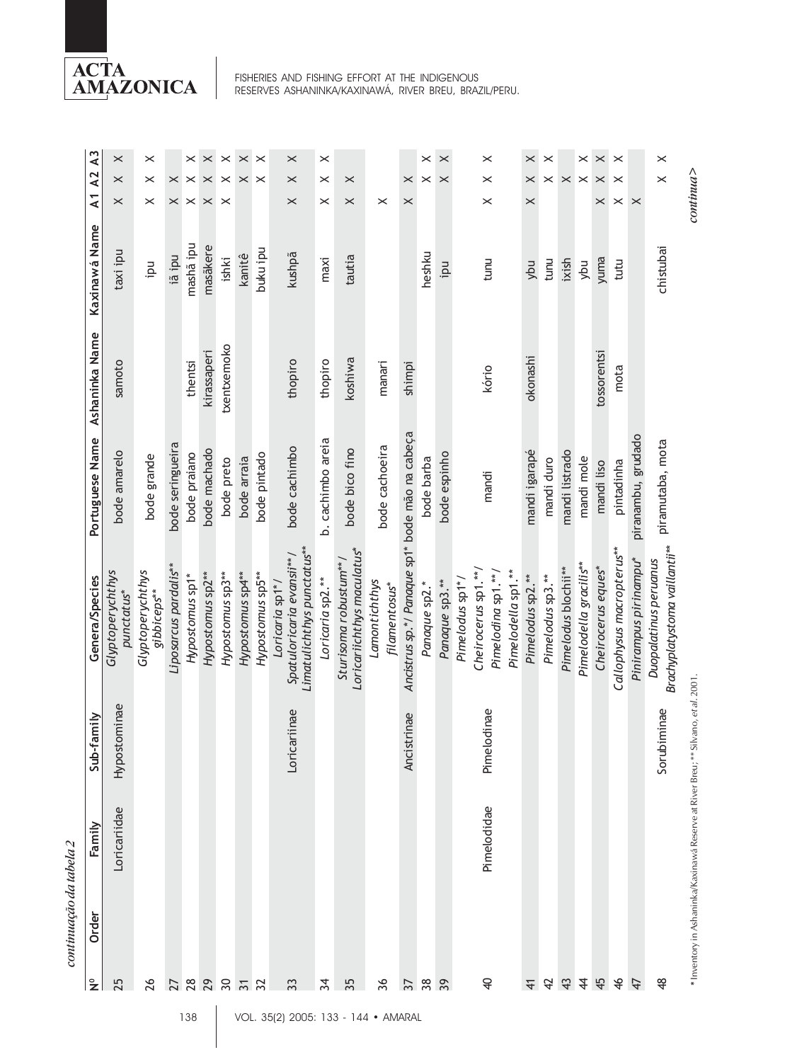*continuação da tabela 2*

| Nº | Order | Family | Sub-family | Genera/Species | Portuguese Name | Ashaninka Name | Kaxinawá Name | A1 | A2 | A3 |
|---|---|---|---|---|---|---|---|---|---|---|
| 25 | | Loricariidae | Hypostominae | *Glyptoperychthys punctatus** | bode amarelo | samoto | taxi ipu | X | X | X |
| 26 | | | | *Glyptoperychthys gibbiceps*** | bode grande | | ipu | X | X | X |
| 27 | | | | *Liposarcus pardalis*** | bode seringueira | | iã ipu | X | X | |
| 28 | | | | *Hypostomus* sp1* | bode praiano | thentsi | mashã ipu | X | X | X |
| 29 | | | | *Hypostomus* sp2** | bode machado | kirassaperi | masãkere | X | X | X |
| 30 | | | | *Hypostomus* sp3** | bode preto | txentxemoko | ishki | X | X | X |
| 31 | | | | *Hypostomus* sp4** | bode arraia | | kanitê | | X | X |
| 32 | | | | *Hypostomus* sp5** | bode pintado | | buku ipu | | X | X |
| 33 | | | Loricariinae | *Loricaria* sp1*/ *Spatuloricaria evansii***/ *Limatulichthys punctatus*** | bode cachimbo | thopiro | kushpã | X | X | X |
| 34 | | | | *Loricaria* sp2. ** | b. cachimbo areia | thopiro | maxi | X | X | X |
| 35 | | | | *Sturisoma robustum***/ *Loricariichthys maculatus** | bode bico fino | koshiwa | tautia | X | X | |
| 36 | | | | *Lamontichthys filamentosus** | bode cachoeira | manari | | X | | |
| 37 | | | Ancistrinae | *Ancistrus* sp.*/ *Panaque* sp1* | bode mão na cabeça | shimpi | | X | X | |
| 38 | | | | *Panaque* sp2.* | bode barba | | heshku | | X | X |
| 39 | | | | *Panaque* sp3.** | bode espinho | | ipu | | X | X |
| 40 | | Pimelodidae | Pimelodinae | *Pimelodus* sp1*/ *Cheirocerus* sp1.**/ *Pimelodina* sp1.**/ *Pimelodella* sp1.** | mandi | kório | tunu | X | X | X |
| 41 | | | | *Pimelodus* sp2.** | mandi igarapé | okonashi | ybu | X | X | X |
| 42 | | | | *Pimelodus* sp3.** | mandi duro | | tunu | | X | X |
| 43 | | | | *Pimelodus blochii*** | mandi listrado | | ixish | | X | |
| 44 | | | | *Pimelodella gracilis*** | mandi mole | | ybu | | X | X |
| 45 | | | | *Cheirocerus eques** | mandi liso | tossorentsi | yuma | X | X | X |
| 46 | | | | *Callophysus macropterus*** | pintadinha | mota | tutu | X | X | X |
| 47 | | | | *Pinirampus pirinampu** | piranambu, grudado | | | X | | |
| 48 | | | Sorubiminae | *Duopalatinus peruanus Brachyplatystoma vaillantii*** | piramutaba, mota | | chistubai | | X | X |

* Inventory in Ashaninka/Kaxinawá Reserve at River Breu; ** Silvano, *et al*. 2001.

*continua>*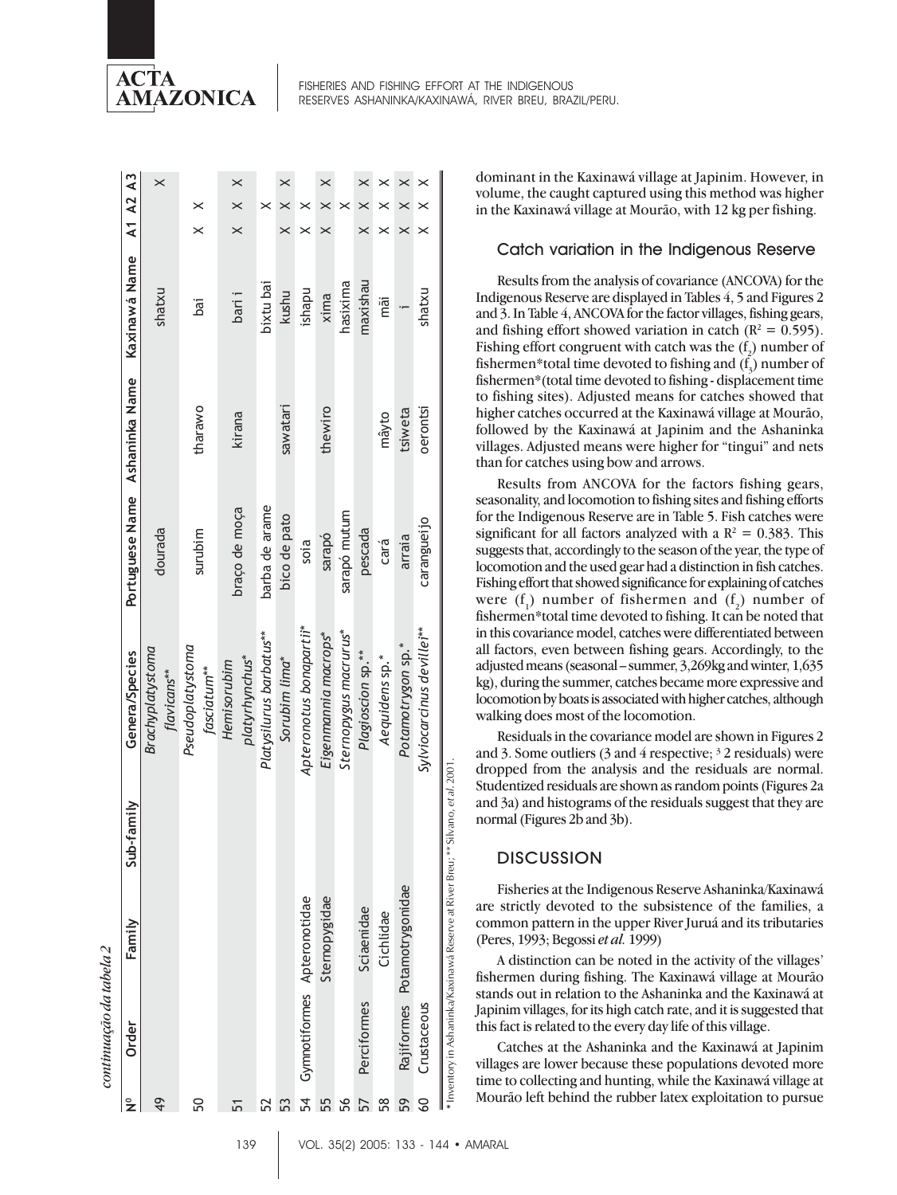*continuação da tabela 2*

| Nº | Order | Family | Sub-family | Genera/Species | Portuguese Name | Ashaninka Name | Kaxinawá Name | A1 | A2 | A3 |
|---|---|---|---|---|---|---|---|---|---|---|
| 49 | | | | *Brachyplatystoma flavicans*** | dourada | | shatxu | | | X |
| 50 | | | | *Pseudoplatystoma fasciatum*** | surubim | tharawo | bai | X | X | |
| 51 | | | | *Hemisorubim platyrhynchus** | braço de moça | kirana | bari i | X | X | X |
| 52 | | | | *Platysilurus barbatus*** | barba de arame | | bixtu bai | | X | |
| 53 | | | | *Sorubim lima** | bico de pato | sawatari | kushu | X | X | X |
| 54 | Gymnotiformes | Apteronotidae | | *Apteronotus bonapartii** | soia | | ishapu | X | X | |
| 55 | | Sternopygidae | | *Eigenmannia macrops** | sarapó | thewiro | xima | X | X | X |
| 56 | | | | *Sternopygus macrurus** | sarapó mutum | | hasixima | | X | |
| 57 | Perciformes | Sciaenidae | | *Plagioscion* sp.** | pescada | | maxishau | X | X | X |
| 58 | | Cichlidae | | *Aequidens* sp.* | cará | mâyto | mãi | X | X | X |
| 59 | Rajiformes | Potamotrygonidae | | *Potamotrygon* sp.* | arraia | tsiweta | i | X | X | X |
| 60 | Crustaceous | | | *Sylviocarcinus devillei*** | caranguejo | oerontsi | shatxu | X | X | X |

\* Inventory in Ashaninka/Kaxinawá Reserve at River Breu; ** Silvano, *et al*. 2001.

dominant in the Kaxinawá village at Japinim. However, in volume, the caught captured using this method was higher in the Kaxinawá village at Mourão, with 12 kg per fishing.

### Catch variation in the Indigenous Reserve

Results from the analysis of covariance (ANCOVA) for the Indigenous Reserve are displayed in Tables 4, 5 and Figures 2 and 3. In Table 4, ANCOVA for the factor villages, fishing gears, and fishing effort showed variation in catch ($R^2 = 0.595$). Fishing effort congruent with catch was the ($f_2$) number of fishermen*total time devoted to fishing and ($f_3$) number of fishermen*(total time devoted to fishing - displacement time to fishing sites). Adjusted means for catches showed that higher catches occurred at the Kaxinawá village at Mourão, followed by the Kaxinawá at Japinim and the Ashaninka villages. Adjusted means were higher for "tingui" and nets than for catches using bow and arrows.

Results from ANCOVA for the factors fishing gears, seasonality, and locomotion to fishing sites and fishing efforts for the Indigenous Reserve are in Table 5. Fish catches were significant for all factors analyzed with a $R^2 = 0.383$. This suggests that, accordingly to the season of the year, the type of locomotion and the used gear had a distinction in fish catches. Fishing effort that showed significance for explaining of catches were ($f_1$) number of fishermen and ($f_2$) number of fishermen*total time devoted to fishing. It can be noted that in this covariance model, catches were differentiated between all factors, even between fishing gears. Accordingly, to the adjusted means (seasonal – summer, 3,269kg and winter, 1,635 kg), during the summer, catches became more expressive and locomotion by boats is associated with higher catches, although walking does most of the locomotion.

Residuals in the covariance model are shown in Figures 2 and 3. Some outliers (3 and 4 respective; ³ 2 residuals) were dropped from the analysis and the residuals are normal. Studentized residuals are shown as random points (Figures 2a and 3a) and histograms of the residuals suggest that they are normal (Figures 2b and 3b).

## DISCUSSION

Fisheries at the Indigenous Reserve Ashaninka/Kaxinawá are strictly devoted to the subsistence of the families, a common pattern in the upper River Juruá and its tributaries (Peres, 1993; Begossi *et al.* 1999)

A distinction can be noted in the activity of the villages' fishermen during fishing. The Kaxinawá village at Mourão stands out in relation to the Ashaninka and the Kaxinawá at Japinim villages, for its high catch rate, and it is suggested that this fact is related to the every day life of this village.

Catches at the Ashaninka and the Kaxinawá at Japinim villages are lower because these populations devoted more time to collecting and hunting, while the Kaxinawá village at Mourão left behind the rubber latex exploitation to pursue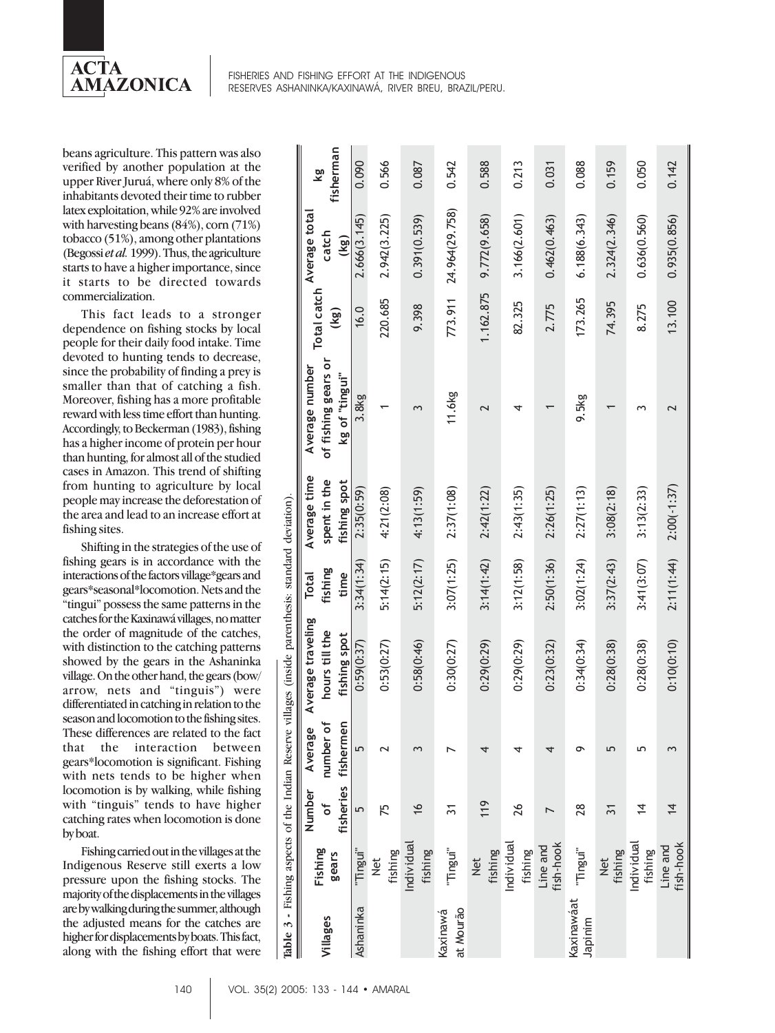beans agriculture. This pattern was also verified by another population at the upper River Juruá, where only 8% of the inhabitants devoted their time to rubber latex exploitation, while 92% are involved with harvesting beans (84%), corn (71%) tobacco (51%), among other plantations (Begossi *et al.* 1999). Thus, the agriculture starts to have a higher importance, since it starts to be directed towards commercialization.

This fact leads to a stronger dependence on fishing stocks by local people for their daily food intake. Time devoted to hunting tends to decrease, since the probability of finding a prey is smaller than that of catching a fish. Moreover, fishing has a more profitable reward with less time effort than hunting. Accordingly, to Beckerman (1983), fishing has a higher income of protein per hour than hunting, for almost all of the studied cases in Amazon. This trend of shifting from hunting to agriculture by local people may increase the deforestation of the area and lead to an increase effort at fishing sites.

Shifting in the strategies of the use of fishing gears is in accordance with the interactions of the factors village*gears and gears*seasonal*locomotion. Nets and the "tingui" possess the same patterns in the catches for the Kaxinawá villages, no matter the order of magnitude of the catches, with distinction to the catching patterns showed by the gears in the Ashaninka village. On the other hand, the gears (bow/arrow, nets and "tinguis") were differentiated in catching in relation to the season and locomotion to the fishing sites. These differences are related to the fact that the interaction between gears*locomotion is significant. Fishing with nets tends to be higher when locomotion is by walking, while fishing with "tinguis" tends to have higher catching rates when locomotion is done by boat.

Fishing carried out in the villages at the Indigenous Reserve still exerts a low pressure upon the fishing stocks. The majority of the displacements in the villages are by walking during the summer, although the adjusted means for the catches are higher for displacements by boats. This fact, along with the fishing effort that were

**Table 3 -** Fishing aspects of the Indian Reserve villages (inside parenthesis: standard deviation).

| Villages | Fishing gears | Number of fisheries | Average number of fishermen | Average traveling hours till the fishing spot | Total fishing time | Average time spent in the fishing spot | Average number of fishing gears or kg of "tingui" | Total catch (kg) | Average total catch (kg) | kg fisherman |
|---|---|---|---|---|---|---|---|---|---|---|
| Ashaninka | "Tingui" | 5 | 5 | 0:59(0:37) | 3:34(1:34) | 2:35(0:59) | 3.8kg | 16.0 | 2.666(3.145) | 0.090 |
| | Net fishing | 75 | 2 | 0:53(0:27) | 5:14(2:15) | 4:21(2:08) | 1 | 220.685 | 2.942(3.225) | 0.566 |
| | Individual fishing | 16 | 3 | 0:58(0:46) | 5:12(2:17) | 4:13(1:59) | 3 | 9.398 | 0.391(0.539) | 0.087 |
| Kaxinawá at Mourão | "Tingui" | 31 | 7 | 0:30(0:27) | 3:07(1:25) | 2:37(1:08) | 11.6kg | 773.911 | 24.964(29.758) | 0.542 |
| | Net fishing | 119 | 4 | 0:29(0:29) | 3:14(1:42) | 2:42(1:22) | 2 | 1.162.875 | 9.772(9.658) | 0.588 |
| | Individual fishing | 26 | 4 | 0:29(0:29) | 3:12(1:58) | 2:43(1:35) | 4 | 82.325 | 3.166(2.601) | 0.213 |
| | Line and fish-hook | 7 | 4 | 0:23(0:32) | 2:50(1:36) | 2:26(1:25) | 1 | 2.775 | 0.462(0.463) | 0.031 |
| Kaxinawáat Japinim | "Tingui" | 28 | 9 | 0:34(0:34) | 3:02(1:24) | 2:27(1:13) | 9.5kg | 173.265 | 6.188(6.343) | 0.088 |
| | Net fishing | 31 | 5 | 0:28(0:38) | 3:37(2:43) | 3:08(2:18) | 1 | 74.395 | 2.324(2.346) | 0.159 |
| | Individual fishing | 14 | 5 | 0:28(0:38) | 3:41(3:07) | 3:13(2:33) | 3 | 8.275 | 0.636(0.560) | 0.050 |
| | Line and fish-hook | 14 | 3 | 0:10(0:10) | 2:11(1:44) | 2:00(-1:37) | 2 | 13.100 | 0.935(0.856) | 0.142 |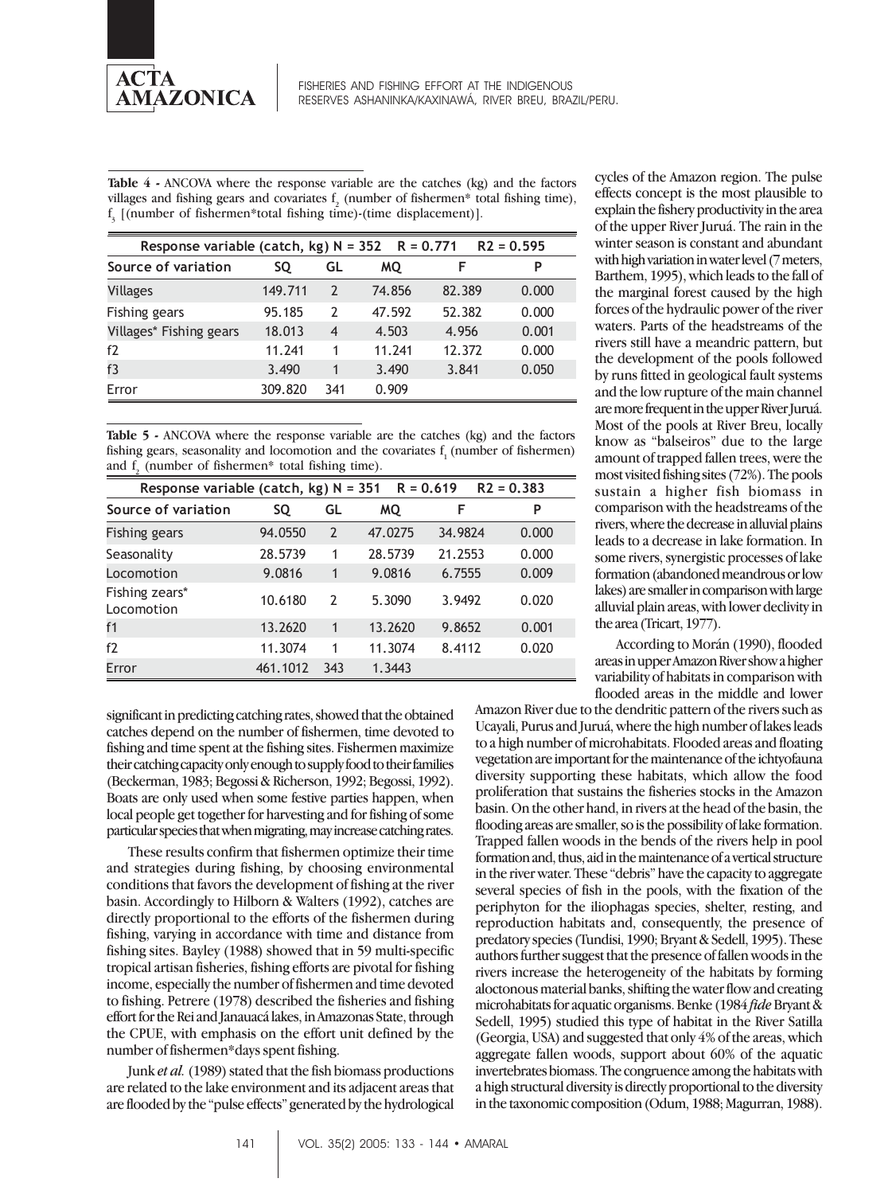**Table 4 -** ANCOVA where the response variable are the catches (kg) and the factors villages and fishing gears and covariates $f_2$ (number of fishermen* total fishing time), $f_3$ [(number of fishermen*total fishing time)-(time displacement)].

| Response variable (catch, kg) N = 352 | R = 0.771 | | R2 = 0.595 | | |
|---|---|---|---|---|---|
| Source of variation | SQ | GL | MQ | F | P |
| Villages | 149.711 | 2 | 74.856 | 82.389 | 0.000 |
| Fishing gears | 95.185 | 2 | 47.592 | 52.382 | 0.000 |
| Villages* Fishing gears | 18.013 | 4 | 4.503 | 4.956 | 0.001 |
| f2 | 11.241 | 1 | 11.241 | 12.372 | 0.000 |
| f3 | 3.490 | 1 | 3.490 | 3.841 | 0.050 |
| Error | 309.820 | 341 | 0.909 | | |

**Table 5 -** ANCOVA where the response variable are the catches (kg) and the factors fishing gears, seasonality and locomotion and the covariates $f_1$ (number of fishermen) and $f_2$ (number of fishermen* total fishing time).

| Response variable (catch, kg) N = 351 | R = 0.619 | | R2 = 0.383 | | |
|---|---|---|---|---|---|
| Source of variation | SQ | GL | MQ | F | P |
| Fishing gears | 94.0550 | 2 | 47.0275 | 34.9824 | 0.000 |
| Seasonality | 28.5739 | 1 | 28.5739 | 21.2553 | 0.000 |
| Locomotion | 9.0816 | 1 | 9.0816 | 6.7555 | 0.009 |
| Fishing zears* Locomotion | 10.6180 | 2 | 5.3090 | 3.9492 | 0.020 |
| f1 | 13.2620 | 1 | 13.2620 | 9.8652 | 0.001 |
| f2 | 11.3074 | 1 | 11.3074 | 8.4112 | 0.020 |
| Error | 461.1012 | 343 | 1.3443 | | |

significant in predicting catching rates, showed that the obtained catches depend on the number of fishermen, time devoted to fishing and time spent at the fishing sites. Fishermen maximize their catching capacity only enough to supply food to their families (Beckerman, 1983; Begossi & Richerson, 1992; Begossi, 1992). Boats are only used when some festive parties happen, when local people get together for harvesting and for fishing of some particular species that when migrating, may increase catching rates.

These results confirm that fishermen optimize their time and strategies during fishing, by choosing environmental conditions that favors the development of fishing at the river basin. Accordingly to Hilborn & Walters (1992), catches are directly proportional to the efforts of the fishermen during fishing, varying in accordance with time and distance from fishing sites. Bayley (1988) showed that in 59 multi-specific tropical artisan fisheries, fishing efforts are pivotal for fishing income, especially the number of fishermen and time devoted to fishing. Petrere (1978) described the fisheries and fishing effort for the Rei and Janauacá lakes, in Amazonas State, through the CPUE, with emphasis on the effort unit defined by the number of fishermen*days spent fishing.

Junk *et al.* (1989) stated that the fish biomass productions are related to the lake environment and its adjacent areas that are flooded by the "pulse effects" generated by the hydrological cycles of the Amazon region. The pulse effects concept is the most plausible to explain the fishery productivity in the area of the upper River Juruá. The rain in the winter season is constant and abundant with high variation in water level (7 meters, Barthem, 1995), which leads to the fall of the marginal forest caused by the high forces of the hydraulic power of the river waters. Parts of the headstreams of the rivers still have a meandric pattern, but the development of the pools followed by runs fitted in geological fault systems and the low rupture of the main channel are more frequent in the upper River Juruá. Most of the pools at River Breu, locally know as "balseiros" due to the large amount of trapped fallen trees, were the most visited fishing sites (72%). The pools sustain a higher fish biomass in comparison with the headstreams of the rivers, where the decrease in alluvial plains leads to a decrease in lake formation. In some rivers, synergistic processes of lake formation (abandoned meandrous or low lakes) are smaller in comparison with large alluvial plain areas, with lower declivity in the area (Tricart, 1977).

According to Morán (1990), flooded areas in upper Amazon River show a higher variability of habitats in comparison with flooded areas in the middle and lower Amazon River due to the dendritic pattern of the rivers such as Ucayali, Purus and Juruá, where the high number of lakes leads to a high number of microhabitats. Flooded areas and floating vegetation are important for the maintenance of the ichtyofauna diversity supporting these habitats, which allow the food proliferation that sustains the fisheries stocks in the Amazon basin. On the other hand, in rivers at the head of the basin, the flooding areas are smaller, so is the possibility of lake formation. Trapped fallen woods in the bends of the rivers help in pool formation and, thus, aid in the maintenance of a vertical structure in the river water. These "debris" have the capacity to aggregate several species of fish in the pools, with the fixation of the periphyton for the iliophagas species, shelter, resting, and reproduction habitats and, consequently, the presence of predatory species (Tundisi, 1990; Bryant & Sedell, 1995). These authors further suggest that the presence of fallen woods in the rivers increase the heterogeneity of the habitats by forming aloctonous material banks, shifting the water flow and creating microhabitats for aquatic organisms. Benke (1984 *fide* Bryant & Sedell, 1995) studied this type of habitat in the River Satilla (Georgia, USA) and suggested that only 4% of the areas, which aggregate fallen woods, support about 60% of the aquatic invertebrates biomass. The congruence among the habitats with a high structural diversity is directly proportional to the diversity in the taxonomic composition (Odum, 1988; Magurran, 1988).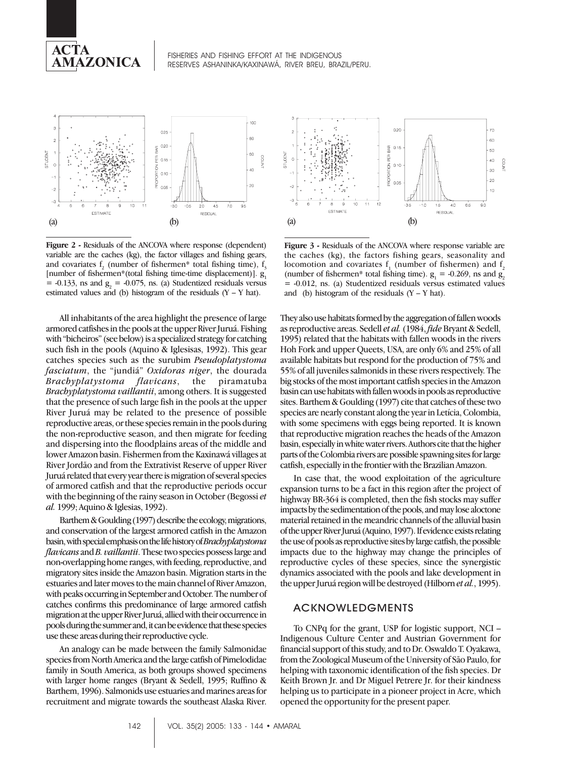**Figure 2 -** Residuals of the ANCOVA where response (dependent) variable are the caches (kg), the factor villages and fishing gears, and covariates $f_2$ (number of fishermen* total fishing time), $f_3$ [number of fishermen*(total fishing time-time displacement)]. $g_1 = -0.133$, ns and $g_2 = -0.075$, ns. (a) Studentized residuals versus estimated values and (b) histogram of the residuals (Y – Y hat).

**Figure 3 -** Residuals of the ANCOVA where response variable are the caches (kg), the factors fishing gears, seasonality and locomotion and covariates $f_1$ (number of fishermen) and $f_2$ (number of fishermen* total fishing time). $g_1 = -0.269$, ns and $g_2 = -0.012$, ns. (a) Studentized residuals versus estimated values and (b) histogram of the residuals (Y – Y hat).

All inhabitants of the area highlight the presence of large armored catfishes in the pools at the upper River Juruá. Fishing with "bicheiros" (see below) is a specialized strategy for catching such fish in the pools (Aquino & Iglesisas, 1992). This gear catches species such as the surubim *Pseudoplatystoma fasciatum*, the "jundiá" *Oxidoras niger*, the dourada *Brachyplatystoma flavicans*, the piramatuba *Brachyplatystoma vaillantii*, among others. It is suggested that the presence of such large fish in the pools at the upper River Juruá may be related to the presence of possible reproductive areas, or these species remain in the pools during the non-reproductive season, and then migrate for feeding and dispersing into the floodplains areas of the middle and lower Amazon basin. Fishermen from the Kaxinawá villages at River Jordão and from the Extrativist Reserve of upper River Juruá related that every year there is migration of several species of armored catfish and that the reproductive periods occur with the beginning of the rainy season in October (Begossi *et al.* 1999; Aquino & Iglesias, 1992).

Barthem & Goulding (1997) describe the ecology, migrations, and conservation of the largest armored catfish in the Amazon basin, with special emphasis on the life history of *Brachyplatystoma flavicans* and *B. vaillantii*. These two species possess large and non-overlapping home ranges, with feeding, reproductive, and migratory sites inside the Amazon basin. Migration starts in the estuaries and later moves to the main channel of River Amazon, with peaks occurring in September and October. The number of catches confirms this predominance of large armored catfish migration at the upper River Juruá, allied with their occurrence in pools during the summer and, it can be evidence that these species use these areas during their reproductive cycle.

An analogy can be made between the family Salmonidae species from North America and the large catfish of Pimelodidae family in South America, as both groups showed specimens with larger home ranges (Bryant & Sedell, 1995; Ruffino & Barthem, 1996). Salmonids use estuaries and marines areas for recruitment and migrate towards the southeast Alaska River. They also use habitats formed by the aggregation of fallen woods as reproductive areas. Sedell *et al.* (1984, *fide* Bryant & Sedell, 1995) related that the habitats with fallen woods in the rivers Hoh Fork and upper Queets, USA, are only 6% and 25% of all available habitats but respond for the production of 75% and 55% of all juveniles salmonids in these rivers respectively. The big stocks of the most important catfish species in the Amazon basin can use habitats with fallen woods in pools as reproductive sites. Barthem & Goulding (1997) cite that catches of these two species are nearly constant along the year in Letícia, Colombia, with some specimens with eggs being reported. It is known that reproductive migration reaches the heads of the Amazon basin, especially in white water rivers. Authors cite that the higher parts of the Colombia rivers are possible spawning sites for large catfish, especially in the frontier with the Brazilian Amazon.

In case that, the wood exploitation of the agriculture expansion turns to be a fact in this region after the project of highway BR-364 is completed, then the fish stocks may suffer impacts by the sedimentation of the pools, and may lose aloctone material retained in the meandric channels of the alluvial basin of the upper River Juruá (Aquino, 1997). If evidence exists relating the use of pools as reproductive sites by large catfish, the possible impacts due to the highway may change the principles of reproductive cycles of these species, since the synergistic dynamics associated with the pools and lake development in the upper Juruá region will be destroyed (Hilborn *et al.*, 1995).

## ACKNOWLEDGMENTS

To CNPq for the grant, USP for logistic support, NCI – Indigenous Culture Center and Austrian Government for financial support of this study, and to Dr. Oswaldo T. Oyakawa, from the Zoological Museum of the University of São Paulo, for helping with taxonomic identification of the fish species. Dr Keith Brown Jr. and Dr Miguel Petrere Jr. for their kindness helping us to participate in a pioneer project in Acre, which opened the opportunity for the present paper.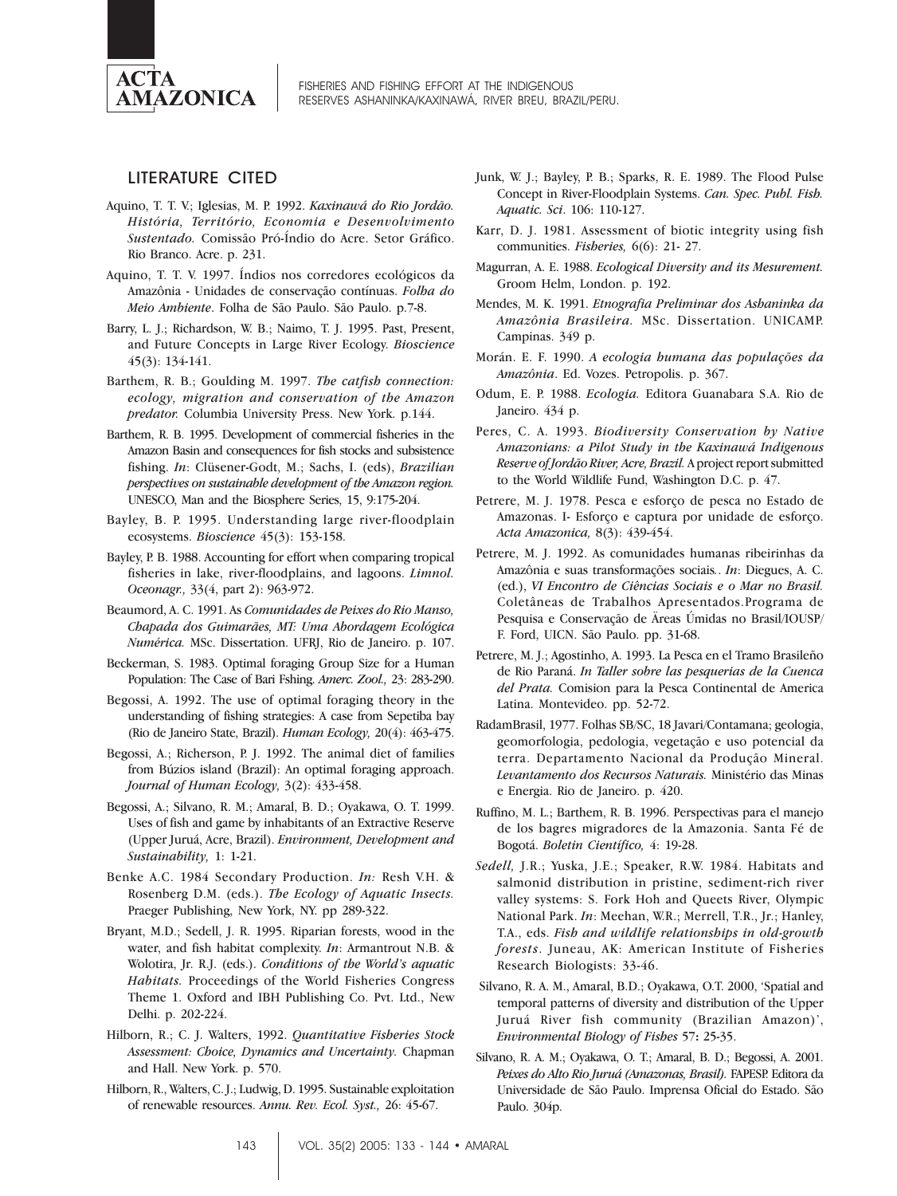## LITERATURE CITED

Aquino, T. T. V.; Iglesias, M. P. 1992. *Kaxinawá do Rio Jordão. História, Território, Economia e Desenvolvimento Sustentado.* Comissão Pró-Índio do Acre. Setor Gráfico. Rio Branco. Acre. p. 231.

Aquino, T. T. V. 1997. Índios nos corredores ecológicos da Amazônia - Unidades de conservação contínuas. *Folha do Meio Ambiente*. Folha de São Paulo. São Paulo. p.7-8.

Barry, L. J.; Richardson, W. B.; Naimo, T. J. 1995. Past, Present, and Future Concepts in Large River Ecology. *Bioscience* 45(3): 134-141.

Barthem, R. B.; Goulding M. 1997. *The catfish connection: ecology, migration and conservation of the Amazon predator.* Columbia University Press. New York. p.144.

Barthem, R. B. 1995. Development of commercial fisheries in the Amazon Basin and consequences for fish stocks and subsistence fishing. *In*: Clüsener-Godt, M.; Sachs, I. (eds), *Brazilian perspectives on sustainable development of the Amazon region.* UNESCO, Man and the Biosphere Series, 15, 9:175-204.

Bayley, B. P. 1995. Understanding large river-floodplain ecosystems. *Bioscience* 45(3): 153-158.

Bayley, P. B. 1988. Accounting for effort when comparing tropical fisheries in lake, river-floodplains, and lagoons. *Limnol. Oceonagr.,* 33(4, part 2): 963-972.

Beaumord, A. C. 1991. As *Comunidades de Peixes do Rio Manso, Chapada dos Guimarães, MT: Uma Abordagem Ecológica Numérica.* MSc. Dissertation. UFRJ, Rio de Janeiro. p. 107.

Beckerman, S. 1983. Optimal foraging Group Size for a Human Population: The Case of Bari Fshing. *Amerc. Zool.,* 23: 283-290.

Begossi, A. 1992. The use of optimal foraging theory in the understanding of fishing strategies: A case from Sepetiba bay (Rio de Janeiro State, Brazil). *Human Ecology,* 20(4): 463-475.

Begossi, A.; Richerson, P. J. 1992. The animal diet of families from Búzios island (Brazil): An optimal foraging approach. *Journal of Human Ecology,* 3(2): 433-458.

Begossi, A.; Silvano, R. M.; Amaral, B. D.; Oyakawa, O. T. 1999. Uses of fish and game by inhabitants of an Extractive Reserve (Upper Juruá, Acre, Brazil). *Environment, Development and Sustainability,* 1: 1-21.

Benke A.C. 1984 Secondary Production. *In:* Resh V.H. & Rosenberg D.M. (eds.). *The Ecology of Aquatic Insects.* Praeger Publishing, New York, NY. pp 289-322.

Bryant, M.D.; Sedell, J. R. 1995. Riparian forests, wood in the water, and fish habitat complexity. *In*: Armantrout N.B. & Wolotira, Jr. R.J. (eds.). *Conditions of the World's aquatic Habitats.* Proceedings of the World Fisheries Congress Theme 1. Oxford and IBH Publishing Co. Pvt. Ltd., New Delhi. p. 202-224.

Hilborn, R.; C. J. Walters, 1992. *Quantitative Fisheries Stock Assessment: Choice, Dynamics and Uncertainty.* Chapman and Hall. New York. p. 570.

Hilborn, R., Walters, C. J.; Ludwig, D. 1995. Sustainable exploitation of renewable resources. *Annu. Rev. Ecol. Syst.,* 26: 45-67.

Junk, W. J.; Bayley, P. B.; Sparks, R. E. 1989. The Flood Pulse Concept in River-Floodplain Systems. *Can. Spec. Publ. Fish. Aquatic. Sci*. 106: 110-127.

Karr, D. J. 1981. Assessment of biotic integrity using fish communities. *Fisheries,* 6(6): 21- 27.

Magurran, A. E. 1988. *Ecological Diversity and its Mesurement.* Groom Helm, London. p. 192.

Mendes, M. K. 1991. *Etnografia Preliminar dos Ashaninka da Amazônia Brasileira.* MSc. Dissertation. UNICAMP. Campinas. 349 p.

Morán. E. F. 1990. *A ecologia humana das populações da Amazônia*. Ed. Vozes. Petropolis. p. 367.

Odum, E. P. 1988. *Ecologia.* Editora Guanabara S.A. Rio de Janeiro. 434 p.

Peres, C. A. 1993. *Biodiversity Conservation by Native Amazonians: a Pilot Study in the Kaxinawá Indigenous Reserve of Jordão River, Acre, Brazil.* A project report submitted to the World Wildlife Fund, Washington D.C. p. 47.

Petrere, M. J. 1978. Pesca e esforço de pesca no Estado de Amazonas. I- Esforço e captura por unidade de esforço. *Acta Amazonica,* 8(3): 439-454.

Petrere, M. J. 1992. As comunidades humanas ribeirinhas da Amazônia e suas transformações sociais.. *In*: Diegues, A. C. (ed.), *VI Encontro de Ciências Sociais e o Mar no Brasil.* Coletâneas de Trabalhos Apresentados.Programa de Pesquisa e Conservação de Äreas Úmidas no Brasil/IOUSP/ F. Ford, UICN. São Paulo. pp. 31-68.

Petrere, M. J.; Agostinho, A. 1993. La Pesca en el Tramo Brasileño de Rio Paraná. *In Taller sobre las pesquerias de la Cuenca del Prata.* Comision para la Pesca Continental de America Latina. Montevideo. pp. 52-72.

RadamBrasil, 1977. Folhas SB/SC, 18 Javari/Contamana; geologia, geomorfologia, pedologia, vegetação e uso potencial da terra. Departamento Nacional da Produção Mineral. *Levantamento dos Recursos Naturais.* Ministério das Minas e Energia. Rio de Janeiro. p. 420.

Ruffino, M. L.; Barthem, R. B. 1996. Perspectivas para el manejo de los bagres migradores de la Amazonia. Santa Fé de Bogotá. *Boletin Científico,* 4: 19-28.

*Sedell,* J.R.; Yuska, J.E.; Speaker, R.W. 1984. Habitats and salmonid distribution in pristine, sediment-rich river valley systems: S. Fork Hoh and Queets River, Olympic National Park. *In*: Meehan, W.R.; Merrell, T.R., Jr.; Hanley, T.A., eds. *Fish and wildlife relationships in old-growth forests*. Juneau, AK: American Institute of Fisheries Research Biologists: 33-46.

Silvano, R. A. M., Amaral, B.D.; Oyakawa, O.T. 2000, 'Spatial and temporal patterns of diversity and distribution of the Upper Juruá River fish community (Brazilian Amazon)', *Environmental Biology of Fishes* 57**:** 25-35.

Silvano, R. A. M.; Oyakawa, O. T.; Amaral, B. D.; Begossi, A. 2001. *Peixes do Alto Rio Juruá (Amazonas, Brasil).* FAPESP. Editora da Universidade de São Paulo. Imprensa Oficial do Estado. São Paulo. 304p.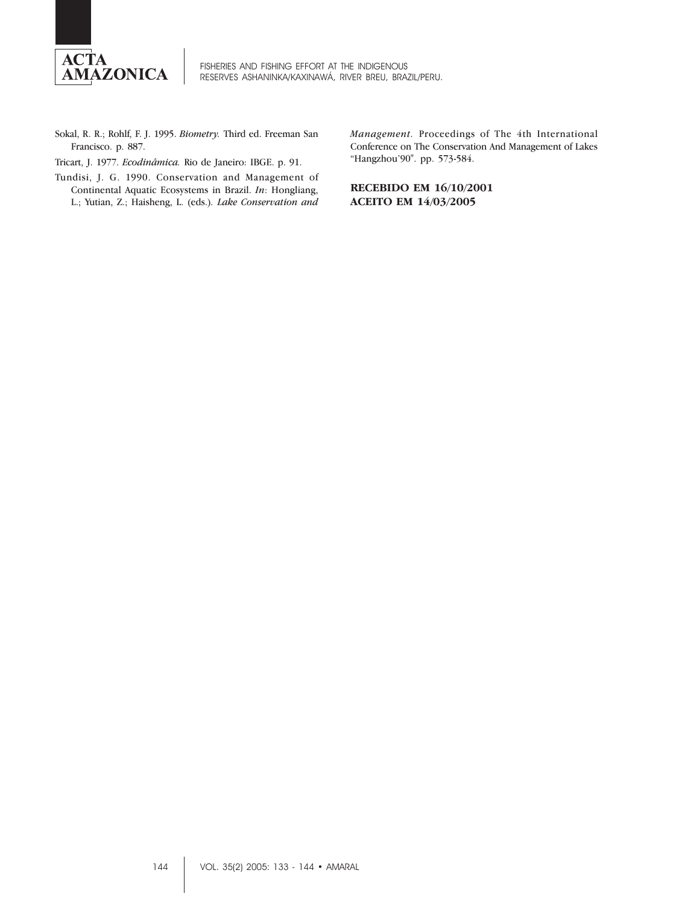Sokal, R. R.; Rohlf, F. J. 1995. *Biometry.* Third ed. Freeman San Francisco. p. 887.

Tricart, J. 1977. *Ecodinâmica.* Rio de Janeiro: IBGE. p. 91.

Tundisi, J. G. 1990. Conservation and Management of Continental Aquatic Ecosystems in Brazil. *In*: Hongliang, L.; Yutian, Z.; Haisheng, L. (eds.). *Lake Conservation and Management.* Proceedings of The 4th International Conference on The Conservation And Management of Lakes "Hangzhou'90". pp. 573-584.

**RECEBIDO EM 16/10/2001**
**ACEITO EM 14/03/2005**